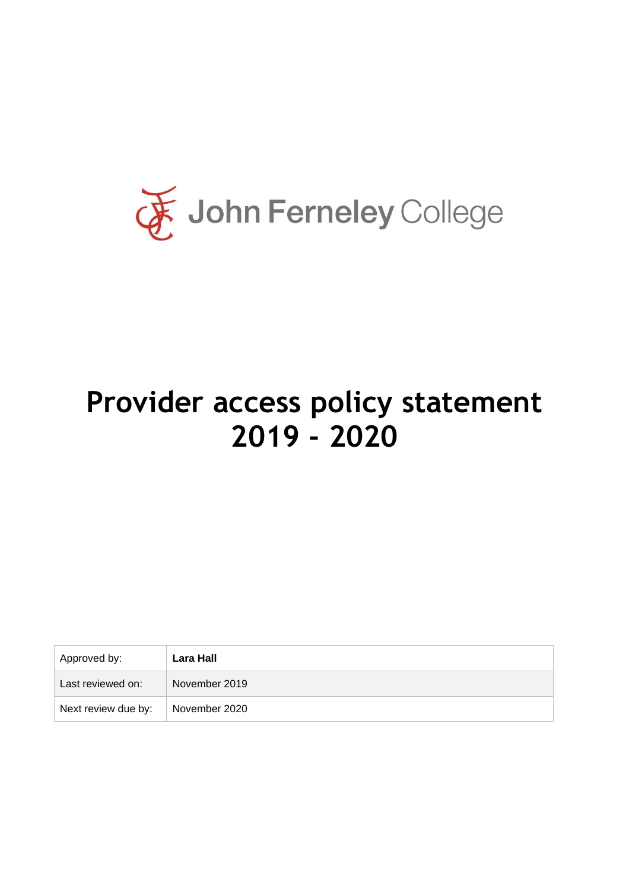John Ferneley College

# Provider access policy statement 2019 - 2020

| Approved by: | **Lara Hall** |
|---|---|
| Last reviewed on: | November 2019 |
| Next review due by: | November 2020 |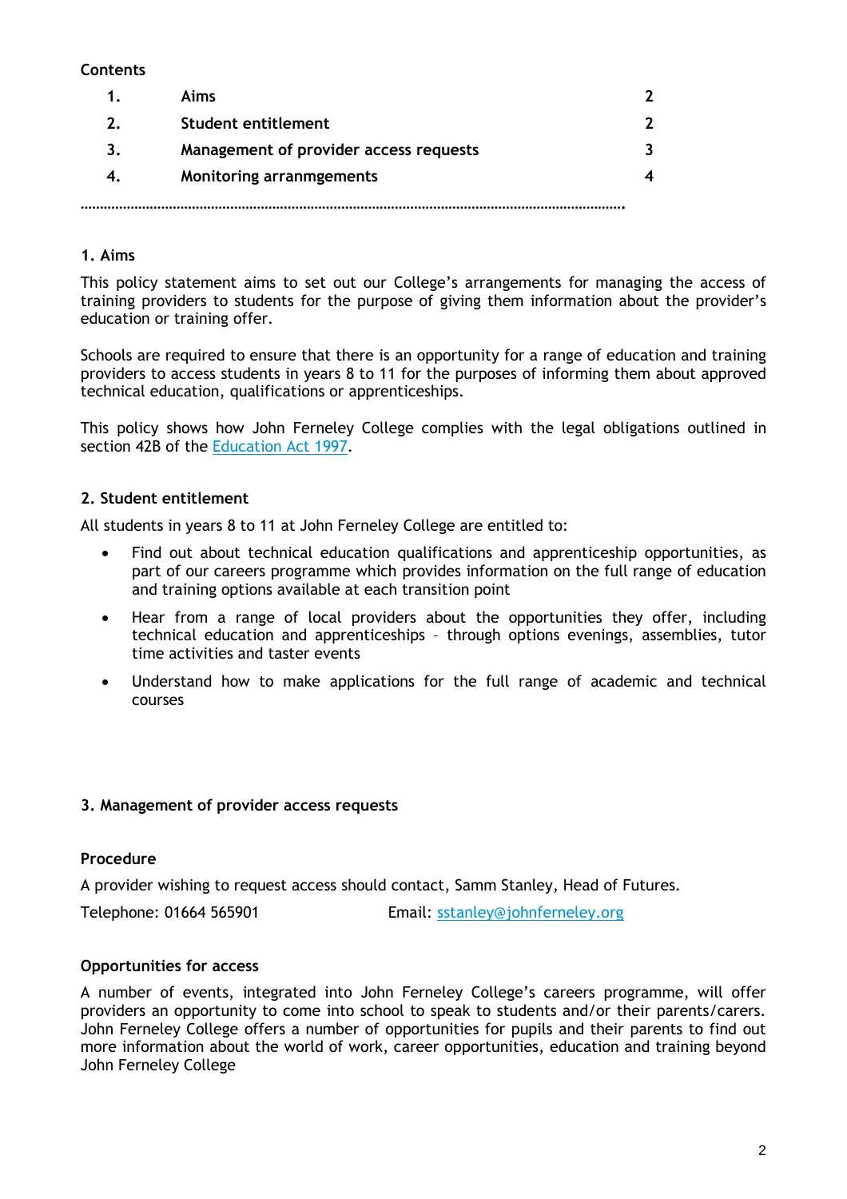**Contents**

| | | |
|---|---|---|
| 1. | Aims | 2 |
| 2. | Student entitlement | 2 |
| 3. | Management of provider access requests | 3 |
| 4. | Monitoring arranmgements | 4 |

…………………………………………………………………………………………………………………………….

## 1. Aims

This policy statement aims to set out our College's arrangements for managing the access of training providers to students for the purpose of giving them information about the provider's education or training offer.

Schools are required to ensure that there is an opportunity for a range of education and training providers to access students in years 8 to 11 for the purposes of informing them about approved technical education, qualifications or apprenticeships.

This policy shows how John Ferneley College complies with the legal obligations outlined in section 42B of the [Education Act 1997](Education Act 1997).

## 2. Student entitlement

All students in years 8 to 11 at John Ferneley College are entitled to:

- Find out about technical education qualifications and apprenticeship opportunities, as part of our careers programme which provides information on the full range of education and training options available at each transition point
- Hear from a range of local providers about the opportunities they offer, including technical education and apprenticeships – through options evenings, assemblies, tutor time activities and taster events
- Understand how to make applications for the full range of academic and technical courses

## 3. Management of provider access requests

### Procedure

A provider wishing to request access should contact, Samm Stanley, Head of Futures.

Telephone: 01664 565901 Email: sstanley@johnferneley.org

### Opportunities for access

A number of events, integrated into John Ferneley College's careers programme, will offer providers an opportunity to come into school to speak to students and/or their parents/carers. John Ferneley College offers a number of opportunities for pupils and their parents to find out more information about the world of work, career opportunities, education and training beyond John Ferneley College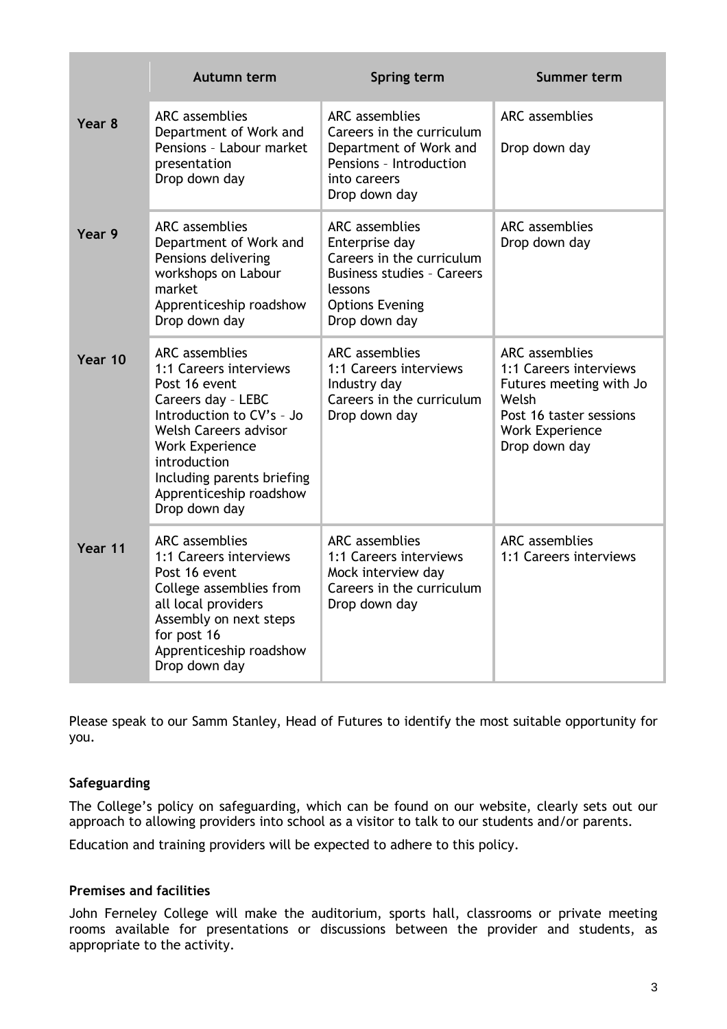| | Autumn term | Spring term | Summer term |
|---|---|---|---|
| **Year 8** | ARC assemblies<br>Department of Work and Pensions – Labour market presentation<br>Drop down day | ARC assemblies<br>Careers in the curriculum<br>Department of Work and Pensions – Introduction into careers<br>Drop down day | ARC assemblies<br><br>Drop down day |
| **Year 9** | ARC assemblies<br>Department of Work and Pensions delivering workshops on Labour market<br>Apprenticeship roadshow<br>Drop down day | ARC assemblies<br>Enterprise day<br>Careers in the curriculum<br>Business studies – Careers lessons<br>Options Evening<br>Drop down day | ARC assemblies<br>Drop down day |
| **Year 10** | ARC assemblies<br>1:1 Careers interviews<br>Post 16 event<br>Careers day – LEBC<br>Introduction to CV's – Jo Welsh Careers advisor<br>Work Experience introduction<br>Including parents briefing<br>Apprenticeship roadshow<br>Drop down day | ARC assemblies<br>1:1 Careers interviews<br>Industry day<br>Careers in the curriculum<br>Drop down day | ARC assemblies<br>1:1 Careers interviews<br>Futures meeting with Jo Welsh<br>Post 16 taster sessions<br>Work Experience<br>Drop down day |
| **Year 11** | ARC assemblies<br>1:1 Careers interviews<br>Post 16 event<br>College assemblies from all local providers<br>Assembly on next steps for post 16<br>Apprenticeship roadshow<br>Drop down day | ARC assemblies<br>1:1 Careers interviews<br>Mock interview day<br>Careers in the curriculum<br>Drop down day | ARC assemblies<br>1:1 Careers interviews |

Please speak to our Samm Stanley, Head of Futures to identify the most suitable opportunity for you.

**Safeguarding**

The College's policy on safeguarding, which can be found on our website, clearly sets out our approach to allowing providers into school as a visitor to talk to our students and/or parents.

Education and training providers will be expected to adhere to this policy.

**Premises and facilities**

John Ferneley College will make the auditorium, sports hall, classrooms or private meeting rooms available for presentations or discussions between the provider and students, as appropriate to the activity.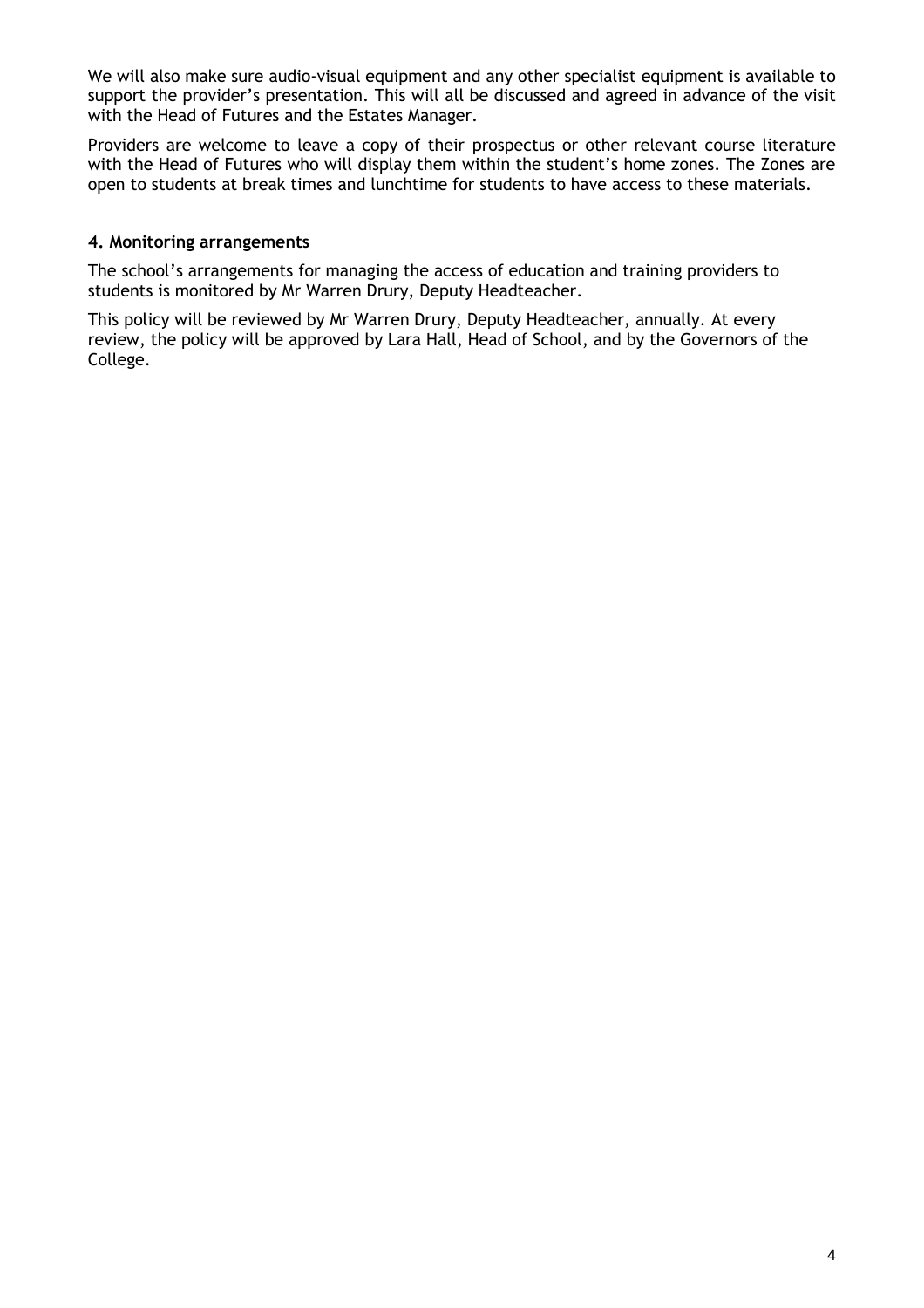We will also make sure audio-visual equipment and any other specialist equipment is available to support the provider's presentation. This will all be discussed and agreed in advance of the visit with the Head of Futures and the Estates Manager.

Providers are welcome to leave a copy of their prospectus or other relevant course literature with the Head of Futures who will display them within the student's home zones. The Zones are open to students at break times and lunchtime for students to have access to these materials.

## 4. Monitoring arrangements

The school's arrangements for managing the access of education and training providers to students is monitored by Mr Warren Drury, Deputy Headteacher.

This policy will be reviewed by Mr Warren Drury, Deputy Headteacher, annually. At every review, the policy will be approved by Lara Hall, Head of School, and by the Governors of the College.